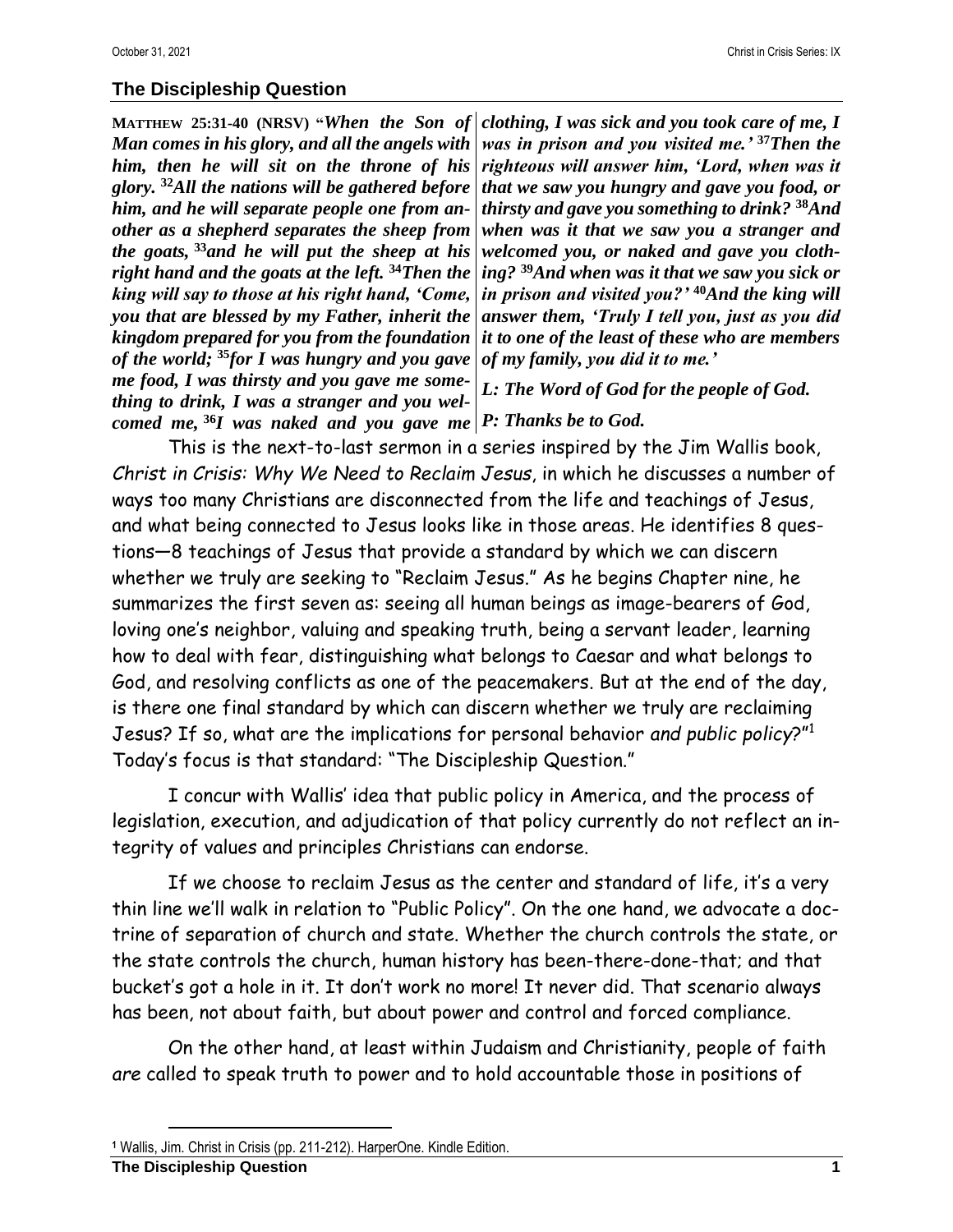## The Discipleship Question

**MATTHEW 25:31-40 (NRSV)** "*When the Son of Man comes in his glory, and all the angels with him, then he will sit on the throne of his glory.* [32]*All the nations will be gathered before him, and he will separate people one from another as a shepherd separates the sheep from the goats,* [33]*and he will put the sheep at his right hand and the goats at the left.* [34]*Then the king will say to those at his right hand, 'Come, you that are blessed by my Father, inherit the kingdom prepared for you from the foundation of the world;* [35]*for I was hungry and you gave me food, I was thirsty and you gave me something to drink, I was a stranger and you welcomed me,* [36]*I was naked and you gave me clothing, I was sick and you took care of me, I was in prison and you visited me.'* [37]*Then the righteous will answer him, 'Lord, when was it that we saw you hungry and gave you food, or thirsty and gave you something to drink?* [38]*And when was it that we saw you a stranger and welcomed you, or naked and gave you clothing?* [39]*And when was it that we saw you sick or in prison and visited you?'* [40]*And the king will answer them, 'Truly I tell you, just as you did it to one of the least of these who are members of my family, you did it to me.'*

***L: The Word of God for the people of God.***

***P: Thanks be to God.***

This is the next-to-last sermon in a series inspired by the Jim Wallis book, *Christ in Crisis: Why We Need to Reclaim Jesus*, in which he discusses a number of ways too many Christians are disconnected from the life and teachings of Jesus, and what being connected to Jesus looks like in those areas. He identifies 8 questions—8 teachings of Jesus that provide a standard by which we can discern whether we truly are seeking to "Reclaim Jesus." As he begins Chapter nine, he summarizes the first seven as: seeing all human beings as image-bearers of God, loving one's neighbor, valuing and speaking truth, being a servant leader, learning how to deal with fear, distinguishing what belongs to Caesar and what belongs to God, and resolving conflicts as one of the peacemakers. But at the end of the day, is there one final standard by which can discern whether we truly are reclaiming Jesus? If so, what are the implications for personal behavior *and public policy*?"[1] Today's focus is that standard: "The Discipleship Question."

I concur with Wallis' idea that public policy in America, and the process of legislation, execution, and adjudication of that policy currently do not reflect an integrity of values and principles Christians can endorse.

If we choose to reclaim Jesus as the center and standard of life, it's a very thin line we'll walk in relation to "Public Policy". On the one hand, we advocate a doctrine of separation of church and state. Whether the church controls the state, or the state controls the church, human history has been-there-done-that; and that bucket's got a hole in it. It don't work no more! It never did. That scenario always has been, not about faith, but about power and control and forced compliance.

On the other hand, at least within Judaism and Christianity, people of faith *are* called to speak truth to power and to hold accountable those in positions of

---

[1] Wallis, Jim. Christ in Crisis (pp. 211-212). HarperOne. Kindle Edition.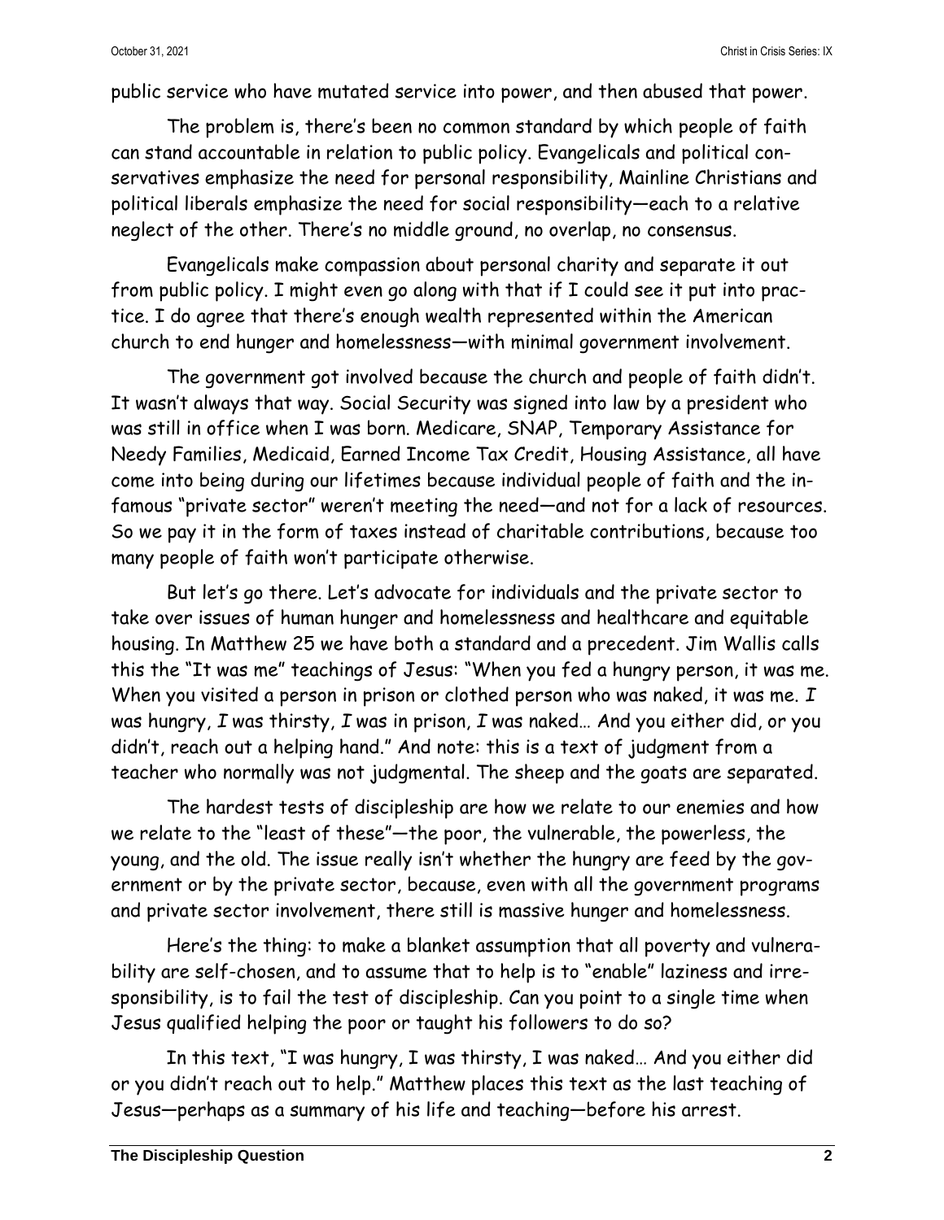public service who have mutated service into power, and then abused that power.

The problem is, there's been no common standard by which people of faith can stand accountable in relation to public policy. Evangelicals and political conservatives emphasize the need for personal responsibility, Mainline Christians and political liberals emphasize the need for social responsibility—each to a relative neglect of the other. There's no middle ground, no overlap, no consensus.

Evangelicals make compassion about personal charity and separate it out from public policy. I might even go along with that if I could see it put into practice. I do agree that there's enough wealth represented within the American church to end hunger and homelessness—with minimal government involvement.

The government got involved because the church and people of faith didn't. It wasn't always that way. Social Security was signed into law by a president who was still in office when I was born. Medicare, SNAP, Temporary Assistance for Needy Families, Medicaid, Earned Income Tax Credit, Housing Assistance, all have come into being during our lifetimes because individual people of faith and the infamous "private sector" weren't meeting the need—and not for a lack of resources. So we pay it in the form of taxes instead of charitable contributions, because too many people of faith won't participate otherwise.

But let's go there. Let's advocate for individuals and the private sector to take over issues of human hunger and homelessness and healthcare and equitable housing. In Matthew 25 we have both a standard and a precedent. Jim Wallis calls this the "It was me" teachings of Jesus: "When you fed a hungry person, it was me. When you visited a person in prison or clothed person who was naked, it was me. *I* was hungry, *I* was thirsty, *I* was in prison, *I* was naked… And you either did, or you didn't, reach out a helping hand." And note: this is a text of judgment from a teacher who normally was not judgmental. The sheep and the goats are separated.

The hardest tests of discipleship are how we relate to our enemies and how we relate to the "least of these"—the poor, the vulnerable, the powerless, the young, and the old. The issue really isn't whether the hungry are feed by the government or by the private sector, because, even with all the government programs and private sector involvement, there still is massive hunger and homelessness.

Here's the thing: to make a blanket assumption that all poverty and vulnerability are self-chosen, and to assume that to help is to "enable" laziness and irresponsibility, is to fail the test of discipleship. Can you point to a single time when Jesus qualified helping the poor or taught his followers to do so?

In this text, "I was hungry, I was thirsty, I was naked… And you either did or you didn't reach out to help." Matthew places this text as the last teaching of Jesus—perhaps as a summary of his life and teaching—before his arrest.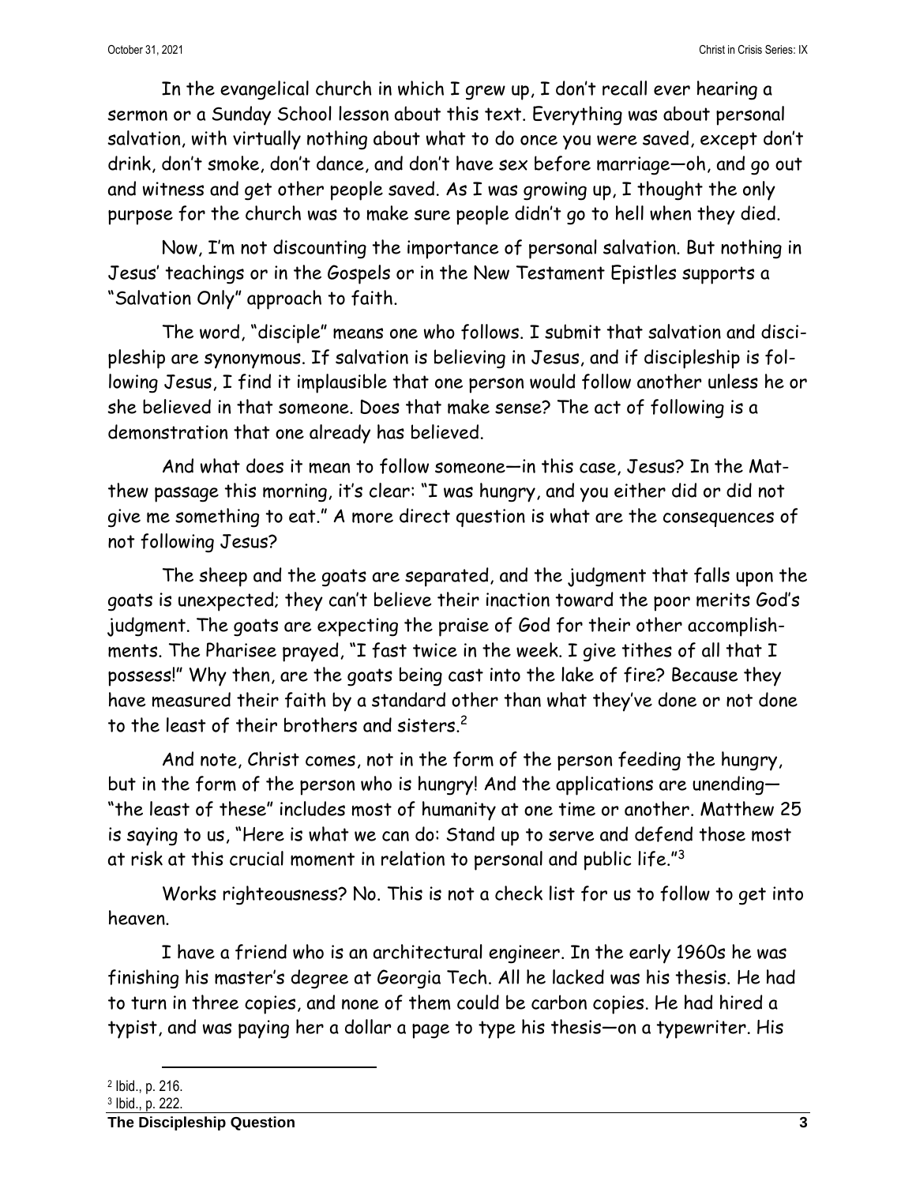In the evangelical church in which I grew up, I don't recall ever hearing a sermon or a Sunday School lesson about this text. Everything was about personal salvation, with virtually nothing about what to do once you were saved, except don't drink, don't smoke, don't dance, and don't have sex before marriage—oh, and go out and witness and get other people saved. As I was growing up, I thought the only purpose for the church was to make sure people didn't go to hell when they died.

Now, I'm not discounting the importance of personal salvation. But nothing in Jesus' teachings or in the Gospels or in the New Testament Epistles supports a "Salvation Only" approach to faith.

The word, "disciple" means one who follows. I submit that salvation and discipleship are synonymous. If salvation is believing in Jesus, and if discipleship is following Jesus, I find it implausible that one person would follow another unless he or she believed in that someone. Does that make sense? The act of following is a demonstration that one already has believed.

And what does it mean to follow someone—in this case, Jesus? In the Matthew passage this morning, it's clear: "I was hungry, and you either did or did not give me something to eat." A more direct question is what are the consequences of not following Jesus?

The sheep and the goats are separated, and the judgment that falls upon the goats is unexpected; they can't believe their inaction toward the poor merits God's judgment. The goats are expecting the praise of God for their other accomplishments. The Pharisee prayed, "I fast twice in the week. I give tithes of all that I possess!" Why then, are the goats being cast into the lake of fire? Because they have measured their faith by a standard other than what they've done or not done to the least of their brothers and sisters.[2]

And note, Christ comes, not in the form of the person feeding the hungry, but in the form of the person who is hungry! And the applications are unending—"the least of these" includes most of humanity at one time or another. Matthew 25 is saying to us, "Here is what we can do: Stand up to serve and defend those most at risk at this crucial moment in relation to personal and public life."[3]

Works righteousness? No. This is not a check list for us to follow to get into heaven.

I have a friend who is an architectural engineer. In the early 1960s he was finishing his master's degree at Georgia Tech. All he lacked was his thesis. He had to turn in three copies, and none of them could be carbon copies. He had hired a typist, and was paying her a dollar a page to type his thesis—on a typewriter. His

---

[2] Ibid., p. 216.

[3] Ibid., p. 222.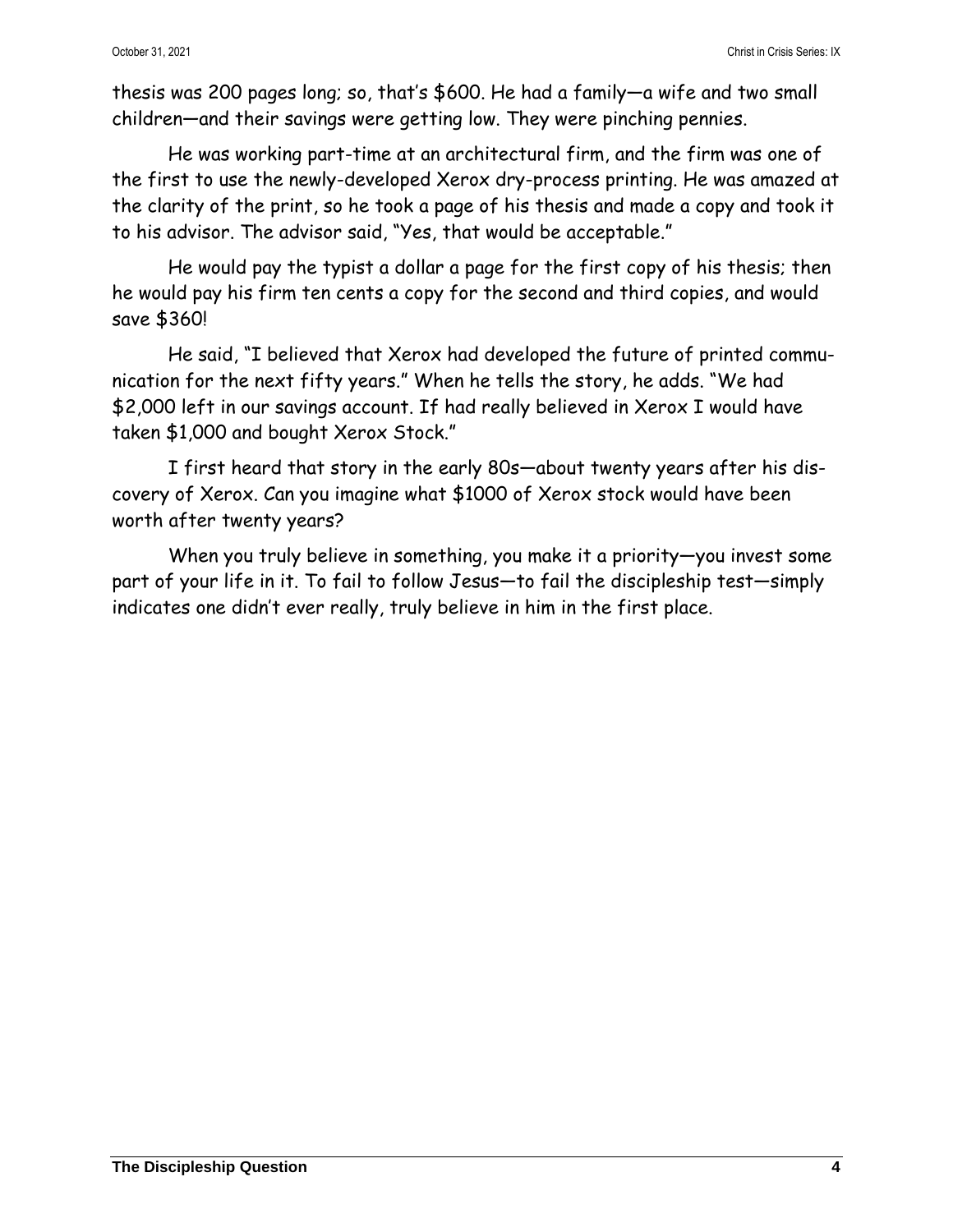thesis was 200 pages long; so, that's $600. He had a family—a wife and two small children—and their savings were getting low. They were pinching pennies.

He was working part-time at an architectural firm, and the firm was one of the first to use the newly-developed Xerox dry-process printing. He was amazed at the clarity of the print, so he took a page of his thesis and made a copy and took it to his advisor. The advisor said, "Yes, that would be acceptable."

He would pay the typist a dollar a page for the first copy of his thesis; then he would pay his firm ten cents a copy for the second and third copies, and would save $360!

He said, "I believed that Xerox had developed the future of printed communication for the next fifty years." When he tells the story, he adds. "We had $2,000 left in our savings account. If had really believed in Xerox I would have taken $1,000 and bought Xerox Stock."

I first heard that story in the early 80s—about twenty years after his discovery of Xerox. Can you imagine what $1000 of Xerox stock would have been worth after twenty years?

When you truly believe in something, you make it a priority—you invest some part of your life in it. To fail to follow Jesus—to fail the discipleship test—simply indicates one didn't ever really, truly believe in him in the first place.